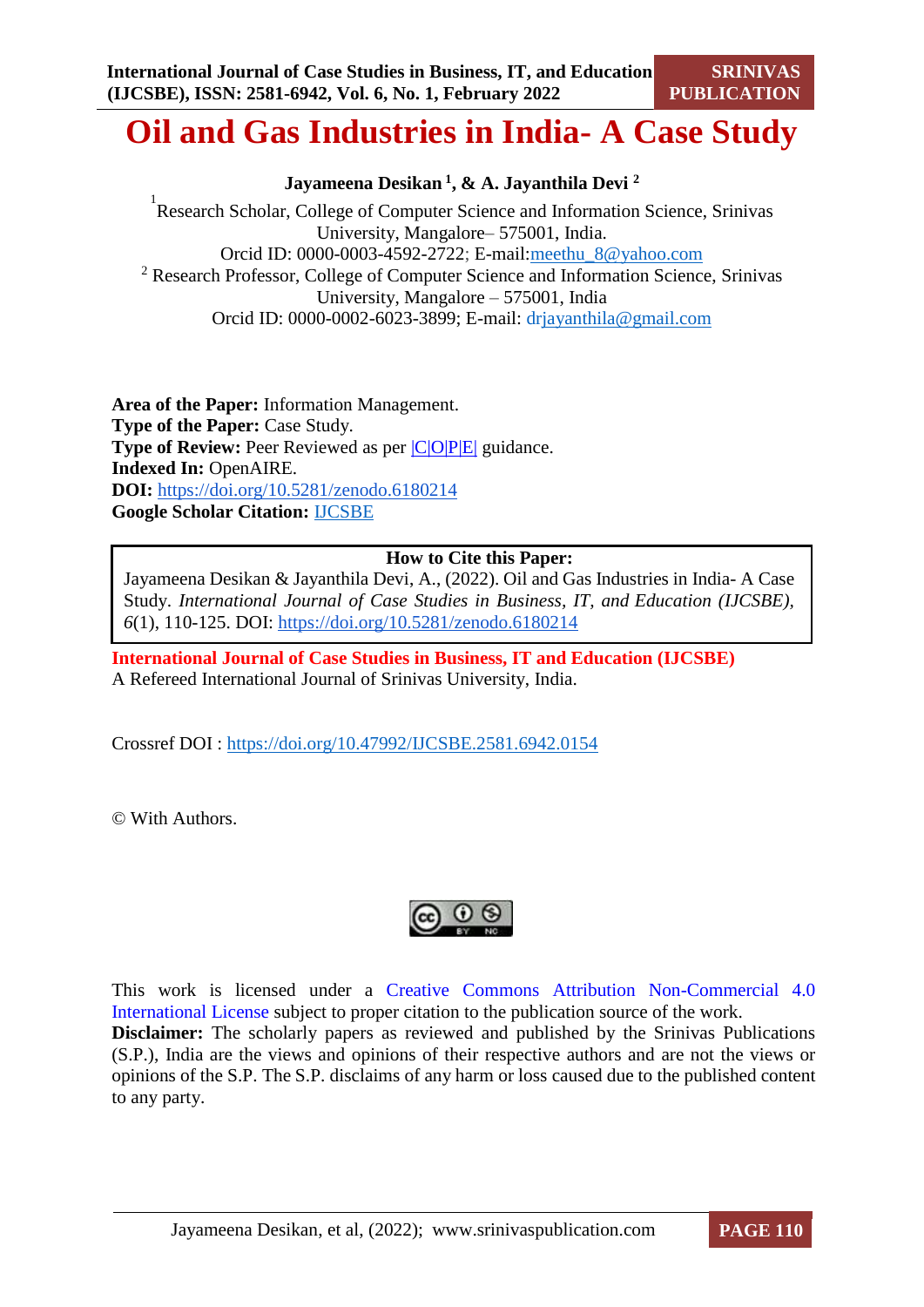# Oil and Gas Industries in India- A Case Study

**Jayameena Desikan [1], & A. Jayanthila Devi [2]**

[1] Research Scholar, College of Computer Science and Information Science, Srinivas University, Mangalore– 575001, India.
Orcid ID: 0000-0003-4592-2722; E-mail:meethu_8@yahoo.com
[2] Research Professor, College of Computer Science and Information Science, Srinivas University, Mangalore – 575001, India
Orcid ID: 0000-0002-6023-3899; E-mail: drjayanthila@gmail.com

**Area of the Paper:** Information Management.
**Type of the Paper:** Case Study.
**Type of Review:** Peer Reviewed as per |C|O|P|E| guidance.
**Indexed In:** OpenAIRE.
**DOI:** https://doi.org/10.5281/zenodo.6180214
**Google Scholar Citation:** IJCSBE

**How to Cite this Paper:**
Jayameena Desikan & Jayanthila Devi, A., (2022). Oil and Gas Industries in India- A Case Study. *International Journal of Case Studies in Business, IT, and Education (IJCSBE), 6*(1), 110-125. DOI: https://doi.org/10.5281/zenodo.6180214

**International Journal of Case Studies in Business, IT and Education (IJCSBE)**
A Refereed International Journal of Srinivas University, India.

Crossref DOI : https://doi.org/10.47992/IJCSBE.2581.6942.0154

© With Authors.

This work is licensed under a Creative Commons Attribution Non-Commercial 4.0 International License subject to proper citation to the publication source of the work.
**Disclaimer:** The scholarly papers as reviewed and published by the Srinivas Publications (S.P.), India are the views and opinions of their respective authors and are not the views or opinions of the S.P. The S.P. disclaims of any harm or loss caused due to the published content to any party.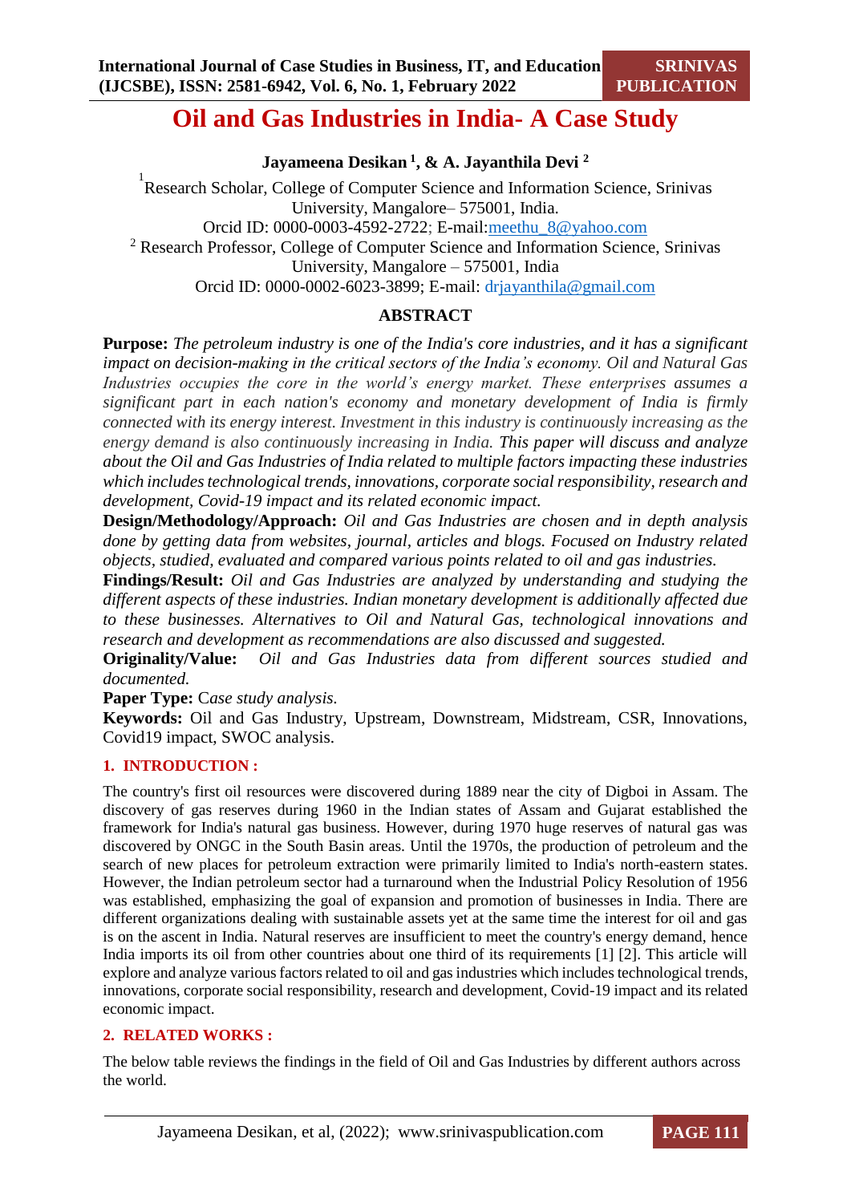# Oil and Gas Industries in India- A Case Study

**Jayameena Desikan [1], & A. Jayanthila Devi [2]**

[1] Research Scholar, College of Computer Science and Information Science, Srinivas University, Mangalore– 575001, India.
Orcid ID: 0000-0003-4592-2722; E-mail: meethu_8@yahoo.com

[2] Research Professor, College of Computer Science and Information Science, Srinivas University, Mangalore – 575001, India
Orcid ID: 0000-0002-6023-3899; E-mail: drjayanthila@gmail.com

## ABSTRACT

**Purpose:** *The petroleum industry is one of the India's core industries, and it has a significant impact on decision-making in the critical sectors of the India's economy. Oil and Natural Gas Industries occupies the core in the world's energy market. These enterprises assumes a significant part in each nation's economy and monetary development of India is firmly connected with its energy interest. Investment in this industry is continuously increasing as the energy demand is also continuously increasing in India. This paper will discuss and analyze about the Oil and Gas Industries of India related to multiple factors impacting these industries which includes technological trends, innovations, corporate social responsibility, research and development, Covid-19 impact and its related economic impact.*

**Design/Methodology/Approach:** *Oil and Gas Industries are chosen and in depth analysis done by getting data from websites, journal, articles and blogs. Focused on Industry related objects, studied, evaluated and compared various points related to oil and gas industries.*

**Findings/Result:** *Oil and Gas Industries are analyzed by understanding and studying the different aspects of these industries. Indian monetary development is additionally affected due to these businesses. Alternatives to Oil and Natural Gas, technological innovations and research and development as recommendations are also discussed and suggested.*

**Originality/Value:** *Oil and Gas Industries data from different sources studied and documented.*

**Paper Type:** C*ase study analysis.*

**Keywords:** Oil and Gas Industry, Upstream, Downstream, Midstream, CSR, Innovations, Covid19 impact, SWOC analysis.

## 1. INTRODUCTION :

The country's first oil resources were discovered during 1889 near the city of Digboi in Assam. The discovery of gas reserves during 1960 in the Indian states of Assam and Gujarat established the framework for India's natural gas business. However, during 1970 huge reserves of natural gas was discovered by ONGC in the South Basin areas. Until the 1970s, the production of petroleum and the search of new places for petroleum extraction were primarily limited to India's north-eastern states. However, the Indian petroleum sector had a turnaround when the Industrial Policy Resolution of 1956 was established, emphasizing the goal of expansion and promotion of businesses in India. There are different organizations dealing with sustainable assets yet at the same time the interest for oil and gas is on the ascent in India. Natural reserves are insufficient to meet the country's energy demand, hence India imports its oil from other countries about one third of its requirements [1] [2]. This article will explore and analyze various factors related to oil and gas industries which includes technological trends, innovations, corporate social responsibility, research and development, Covid-19 impact and its related economic impact.

## 2. RELATED WORKS :

The below table reviews the findings in the field of Oil and Gas Industries by different authors across the world.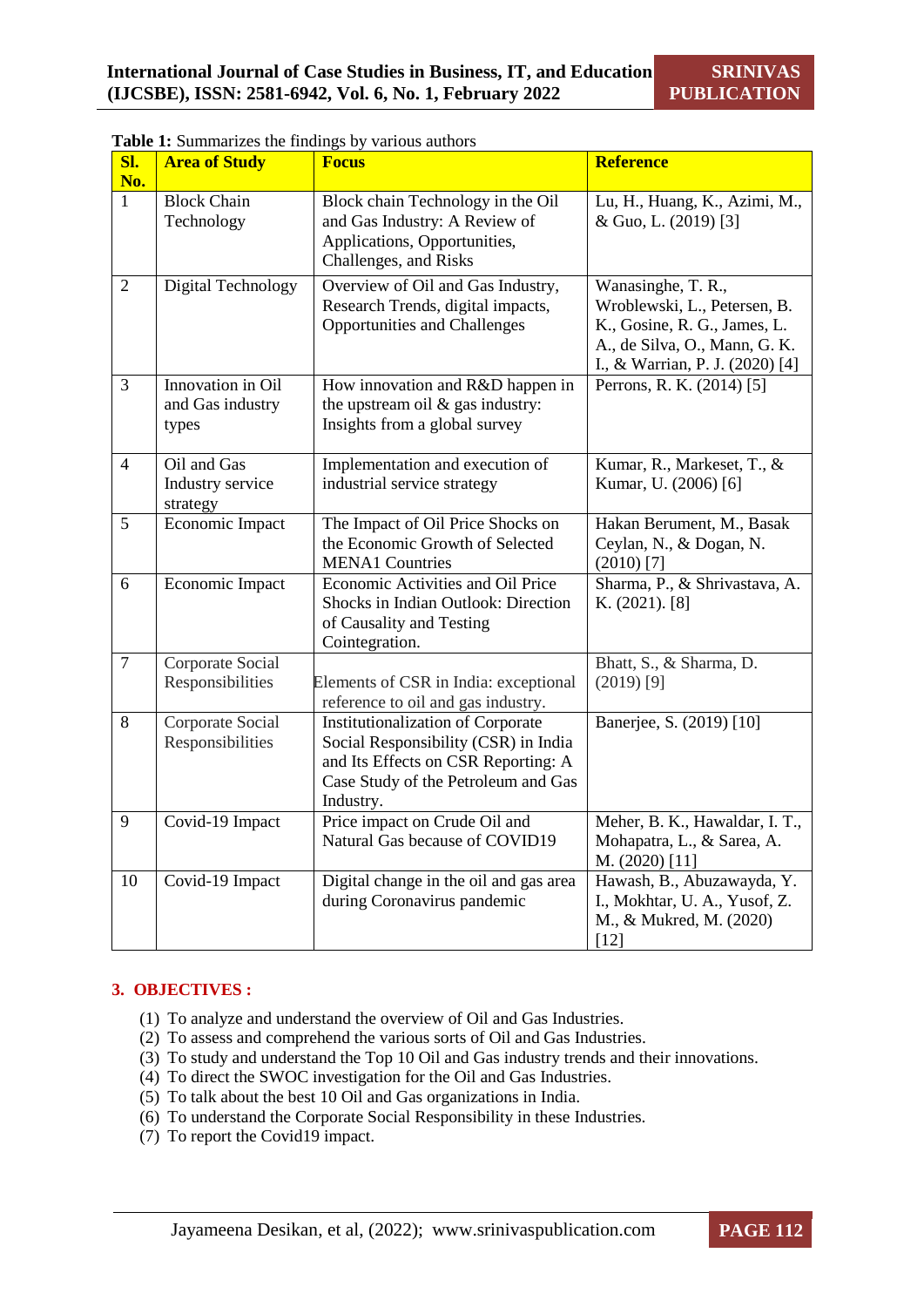**Table 1:** Summarizes the findings by various authors

| Sl. No. | Area of Study | Focus | Reference |
|---|---|---|---|
| 1 | Block Chain Technology | Block chain Technology in the Oil and Gas Industry: A Review of Applications, Opportunities, Challenges, and Risks | Lu, H., Huang, K., Azimi, M., & Guo, L. (2019) [3] |
| 2 | Digital Technology | Overview of Oil and Gas Industry, Research Trends, digital impacts, Opportunities and Challenges | Wanasinghe, T. R., Wroblewski, L., Petersen, B. K., Gosine, R. G., James, L. A., de Silva, O., Mann, G. K. I., & Warrian, P. J. (2020) [4] |
| 3 | Innovation in Oil and Gas industry types | How innovation and R&D happen in the upstream oil & gas industry: Insights from a global survey | Perrons, R. K. (2014) [5] |
| 4 | Oil and Gas Industry service strategy | Implementation and execution of industrial service strategy | Kumar, R., Markeset, T., & Kumar, U. (2006) [6] |
| 5 | Economic Impact | The Impact of Oil Price Shocks on the Economic Growth of Selected MENA1 Countries | Hakan Berument, M., Basak Ceylan, N., & Dogan, N. (2010) [7] |
| 6 | Economic Impact | Economic Activities and Oil Price Shocks in Indian Outlook: Direction of Causality and Testing Cointegration. | Sharma, P., & Shrivastava, A. K. (2021). [8] |
| 7 | Corporate Social Responsibilities | Elements of CSR in India: exceptional reference to oil and gas industry. | Bhatt, S., & Sharma, D. (2019) [9] |
| 8 | Corporate Social Responsibilities | Institutionalization of Corporate Social Responsibility (CSR) in India and Its Effects on CSR Reporting: A Case Study of the Petroleum and Gas Industry. | Banerjee, S. (2019) [10] |
| 9 | Covid-19 Impact | Price impact on Crude Oil and Natural Gas because of COVID19 | Meher, B. K., Hawaldar, I. T., Mohapatra, L., & Sarea, A. M. (2020) [11] |
| 10 | Covid-19 Impact | Digital change in the oil and gas area during Coronavirus pandemic | Hawash, B., Abuzawayda, Y. I., Mokhtar, U. A., Yusof, Z. M., & Mukred, M. (2020) [12] |

## 3. OBJECTIVES :

(1) To analyze and understand the overview of Oil and Gas Industries.
(2) To assess and comprehend the various sorts of Oil and Gas Industries.
(3) To study and understand the Top 10 Oil and Gas industry trends and their innovations.
(4) To direct the SWOC investigation for the Oil and Gas Industries.
(5) To talk about the best 10 Oil and Gas organizations in India.
(6) To understand the Corporate Social Responsibility in these Industries.
(7) To report the Covid19 impact.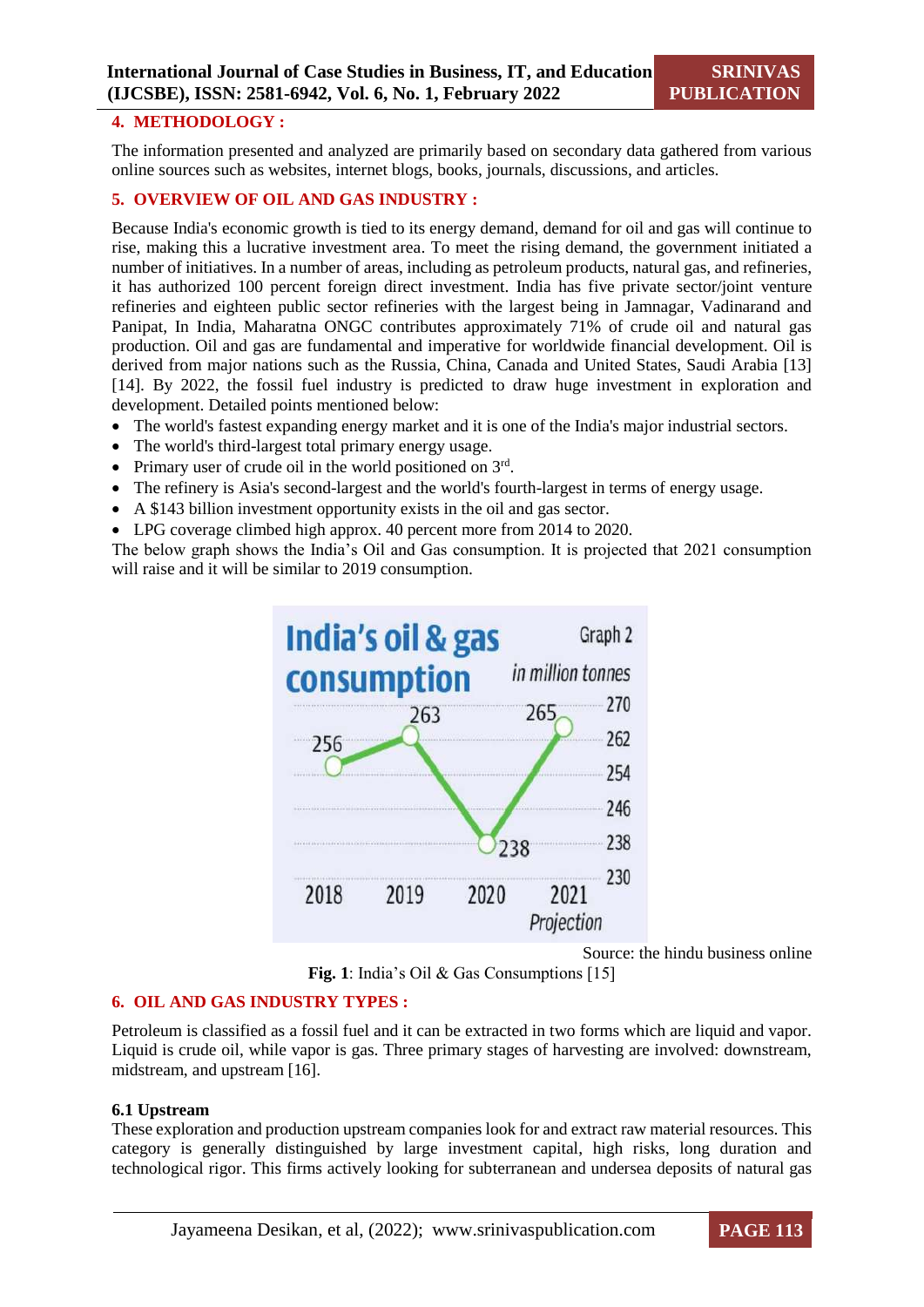## 4. METHODOLOGY :

The information presented and analyzed are primarily based on secondary data gathered from various online sources such as websites, internet blogs, books, journals, discussions, and articles.

## 5. OVERVIEW OF OIL AND GAS INDUSTRY :

Because India's economic growth is tied to its energy demand, demand for oil and gas will continue to rise, making this a lucrative investment area. To meet the rising demand, the government initiated a number of initiatives. In a number of areas, including as petroleum products, natural gas, and refineries, it has authorized 100 percent foreign direct investment. India has five private sector/joint venture refineries and eighteen public sector refineries with the largest being in Jamnagar, Vadinarand and Panipat, In India, Maharatna ONGC contributes approximately 71% of crude oil and natural gas production. Oil and gas are fundamental and imperative for worldwide financial development. Oil is derived from major nations such as the Russia, China, Canada and United States, Saudi Arabia [13] [14]. By 2022, the fossil fuel industry is predicted to draw huge investment in exploration and development. Detailed points mentioned below:

- The world's fastest expanding energy market and it is one of the India's major industrial sectors.
- The world's third-largest total primary energy usage.
- Primary user of crude oil in the world positioned on 3rd.
- The refinery is Asia's second-largest and the world's fourth-largest in terms of energy usage.
- A $143 billion investment opportunity exists in the oil and gas sector.
- LPG coverage climbed high approx. 40 percent more from 2014 to 2020.

The below graph shows the India's Oil and Gas consumption. It is projected that 2021 consumption will raise and it will be similar to 2019 consumption.

India's oil & gas consumption — Graph 2, in million tonnes

| Year | Consumption |
|---|---|
| 2018 | 256 |
| 2019 | 263 |
| 2020 | 238 |
| 2021 Projection | 265 |

Source: the hindu business online

**Fig. 1**: India's Oil & Gas Consumptions [15]

## 6. OIL AND GAS INDUSTRY TYPES :

Petroleum is classified as a fossil fuel and it can be extracted in two forms which are liquid and vapor. Liquid is crude oil, while vapor is gas. Three primary stages of harvesting are involved: downstream, midstream, and upstream [16].

### 6.1 Upstream

These exploration and production upstream companies look for and extract raw material resources. This category is generally distinguished by large investment capital, high risks, long duration and technological rigor. This firms actively looking for subterranean and undersea deposits of natural gas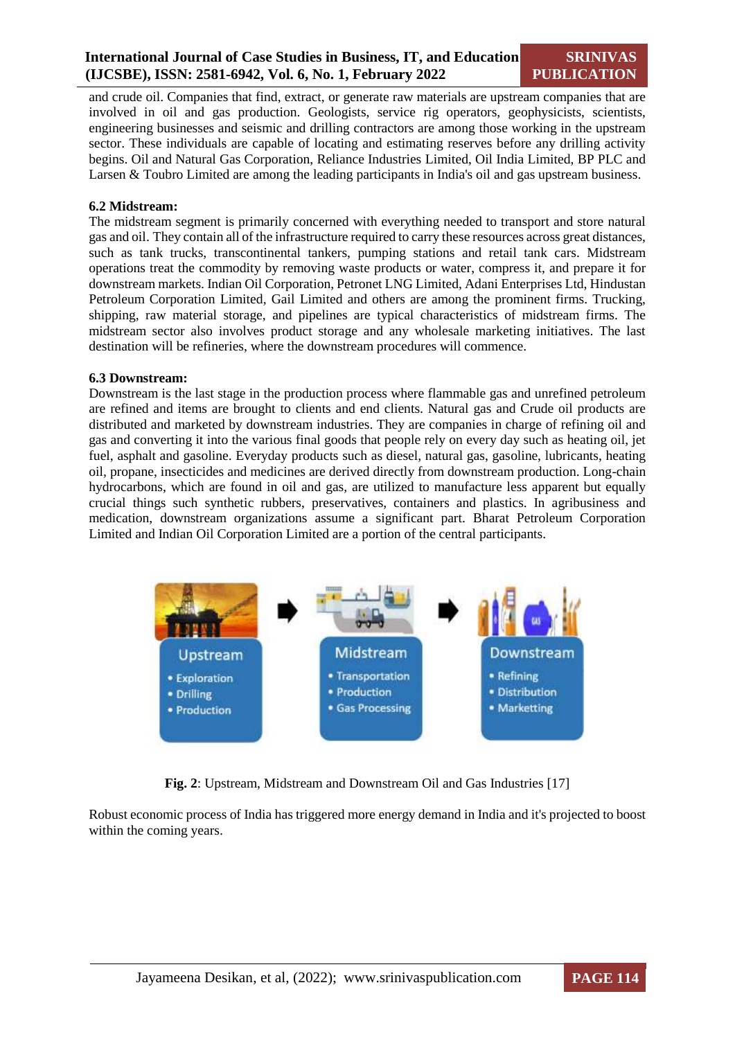and crude oil. Companies that find, extract, or generate raw materials are upstream companies that are involved in oil and gas production. Geologists, service rig operators, geophysicists, scientists, engineering businesses and seismic and drilling contractors are among those working in the upstream sector. These individuals are capable of locating and estimating reserves before any drilling activity begins. Oil and Natural Gas Corporation, Reliance Industries Limited, Oil India Limited, BP PLC and Larsen & Toubro Limited are among the leading participants in India's oil and gas upstream business.

### 6.2 Midstream:

The midstream segment is primarily concerned with everything needed to transport and store natural gas and oil. They contain all of the infrastructure required to carry these resources across great distances, such as tank trucks, transcontinental tankers, pumping stations and retail tank cars. Midstream operations treat the commodity by removing waste products or water, compress it, and prepare it for downstream markets. Indian Oil Corporation, Petronet LNG Limited, Adani Enterprises Ltd, Hindustan Petroleum Corporation Limited, Gail Limited and others are among the prominent firms. Trucking, shipping, raw material storage, and pipelines are typical characteristics of midstream firms. The midstream sector also involves product storage and any wholesale marketing initiatives. The last destination will be refineries, where the downstream procedures will commence.

### 6.3 Downstream:

Downstream is the last stage in the production process where flammable gas and unrefined petroleum are refined and items are brought to clients and end clients. Natural gas and Crude oil products are distributed and marketed by downstream industries. They are companies in charge of refining oil and gas and converting it into the various final goods that people rely on every day such as heating oil, jet fuel, asphalt and gasoline. Everyday products such as diesel, natural gas, gasoline, lubricants, heating oil, propane, insecticides and medicines are derived directly from downstream production. Long-chain hydrocarbons, which are found in oil and gas, are utilized to manufacture less apparent but equally crucial things such synthetic rubbers, preservatives, containers and plastics. In agribusiness and medication, downstream organizations assume a significant part. Bharat Petroleum Corporation Limited and Indian Oil Corporation Limited are a portion of the central participants.

| Upstream | Midstream | Downstream |
|---|---|---|
| • Exploration | • Transportation | • Refining |
| • Drilling | • Production | • Distribution |
| • Production | • Gas Processing | • Marketting |

**Fig. 2**: Upstream, Midstream and Downstream Oil and Gas Industries [17]

Robust economic process of India has triggered more energy demand in India and it's projected to boost within the coming years.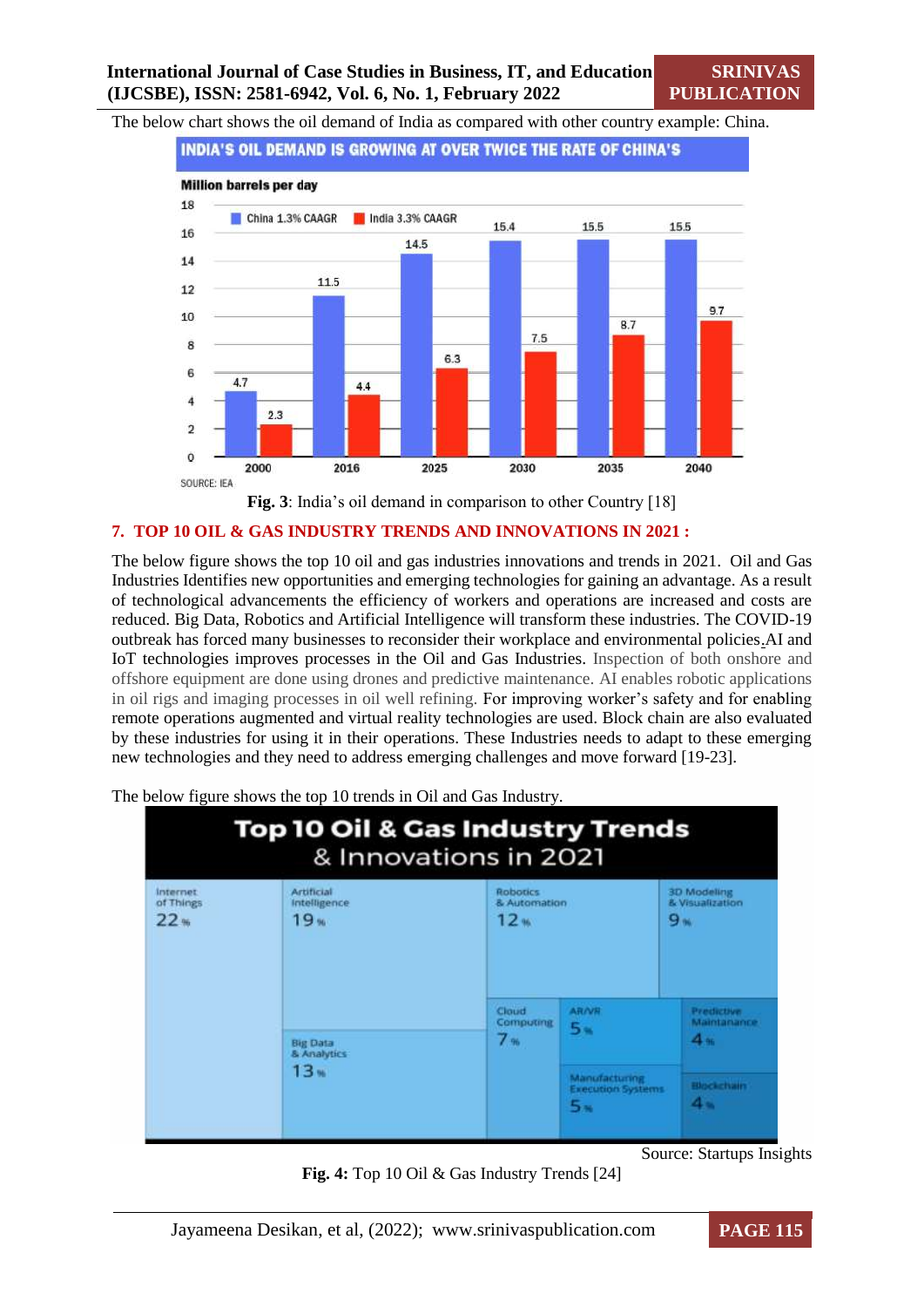The below chart shows the oil demand of India as compared with other country example: China.

**INDIA'S OIL DEMAND IS GROWING AT OVER TWICE THE RATE OF CHINA'S**

Million barrels per day

| Year | China 1.3% CAAGR | India 3.3% CAAGR |
|---|---|---|
| 2000 | 4.7 | 2.3 |
| 2016 | 11.5 | 4.4 |
| 2025 | 14.5 | 6.3 |
| 2030 | 15.4 | 7.5 |
| 2035 | 15.5 | 8.7 |
| 2040 | 15.5 | 9.7 |

SOURCE: IEA

**Fig. 3**: India's oil demand in comparison to other Country [18]

## 7. TOP 10 OIL & GAS INDUSTRY TRENDS AND INNOVATIONS IN 2021 :

The below figure shows the top 10 oil and gas industries innovations and trends in 2021. Oil and Gas Industries Identifies new opportunities and emerging technologies for gaining an advantage. As a result of technological advancements the efficiency of workers and operations are increased and costs are reduced. Big Data, Robotics and Artificial Intelligence will transform these industries. The COVID-19 outbreak has forced many businesses to reconsider their workplace and environmental policies.AI and IoT technologies improves processes in the Oil and Gas Industries. Inspection of both onshore and offshore equipment are done using drones and predictive maintenance. AI enables robotic applications in oil rigs and imaging processes in oil well refining. For improving worker's safety and for enabling remote operations augmented and virtual reality technologies are used. Block chain are also evaluated by these industries for using it in their operations. These Industries needs to adapt to these emerging new technologies and they need to address emerging challenges and move forward [19-23].

The below figure shows the top 10 trends in Oil and Gas Industry.

**Top 10 Oil & Gas Industry Trends & Innovations in 2021**

| Trend | Share |
|---|---|
| Internet of Things | 22% |
| Artificial Intelligence | 19% |
| Big Data & Analytics | 13% |
| Robotics & Automation | 12% |
| 3D Modeling & Visualization | 9% |
| Cloud Computing | 7% |
| AR/VR | 5% |
| Manufacturing Execution Systems | 5% |
| Predictive Maintanance | 4% |
| Blockchain | 4% |

Source: Startups Insights

**Fig. 4:** Top 10 Oil & Gas Industry Trends [24]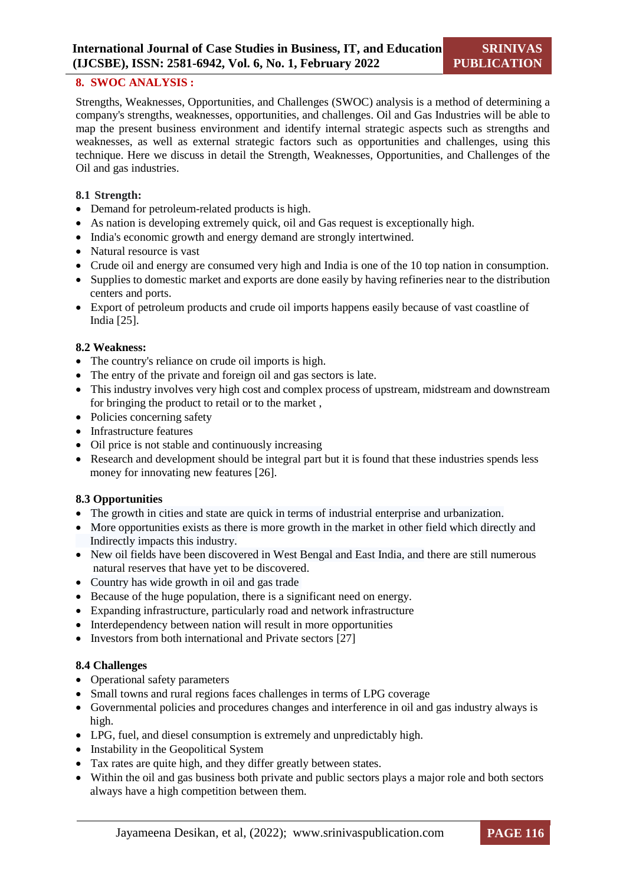## 8. SWOC ANALYSIS :

Strengths, Weaknesses, Opportunities, and Challenges (SWOC) analysis is a method of determining a company's strengths, weaknesses, opportunities, and challenges. Oil and Gas Industries will be able to map the present business environment and identify internal strategic aspects such as strengths and weaknesses, as well as external strategic factors such as opportunities and challenges, using this technique. Here we discuss in detail the Strength, Weaknesses, Opportunities, and Challenges of the Oil and gas industries.

### 8.1 Strength:

- Demand for petroleum-related products is high.
- As nation is developing extremely quick, oil and Gas request is exceptionally high.
- India's economic growth and energy demand are strongly intertwined.
- Natural resource is vast
- Crude oil and energy are consumed very high and India is one of the 10 top nation in consumption.
- Supplies to domestic market and exports are done easily by having refineries near to the distribution centers and ports.
- Export of petroleum products and crude oil imports happens easily because of vast coastline of India [25].

### 8.2 Weakness:

- The country's reliance on crude oil imports is high.
- The entry of the private and foreign oil and gas sectors is late.
- This industry involves very high cost and complex process of upstream, midstream and downstream for bringing the product to retail or to the market ,
- Policies concerning safety
- Infrastructure features
- Oil price is not stable and continuously increasing
- Research and development should be integral part but it is found that these industries spends less money for innovating new features [26].

### 8.3 Opportunities

- The growth in cities and state are quick in terms of industrial enterprise and urbanization.
- More opportunities exists as there is more growth in the market in other field which directly and Indirectly impacts this industry.
- New oil fields have been discovered in West Bengal and East India, and there are still numerous natural reserves that have yet to be discovered.
- Country has wide growth in oil and gas trade
- Because of the huge population, there is a significant need on energy.
- Expanding infrastructure, particularly road and network infrastructure
- Interdependency between nation will result in more opportunities
- Investors from both international and Private sectors [27]

### 8.4 Challenges

- Operational safety parameters
- Small towns and rural regions faces challenges in terms of LPG coverage
- Governmental policies and procedures changes and interference in oil and gas industry always is high.
- LPG, fuel, and diesel consumption is extremely and unpredictably high.
- Instability in the Geopolitical System
- Tax rates are quite high, and they differ greatly between states.
- Within the oil and gas business both private and public sectors plays a major role and both sectors always have a high competition between them.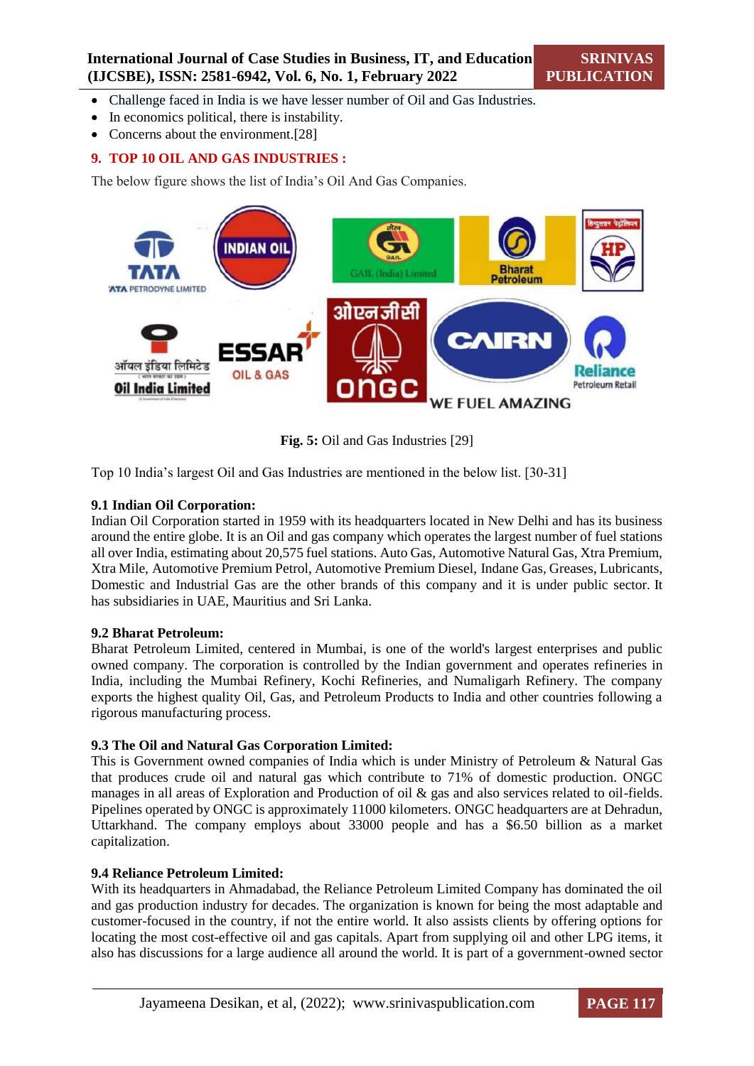- Challenge faced in India is we have lesser number of Oil and Gas Industries.
- In economics political, there is instability.
- Concerns about the environment.[28]

## 9. TOP 10 OIL AND GAS INDUSTRIES :

The below figure shows the list of India's Oil And Gas Companies.

**Fig. 5:** Oil and Gas Industries [29]

Top 10 India's largest Oil and Gas Industries are mentioned in the below list. [30-31]

### 9.1 Indian Oil Corporation:

Indian Oil Corporation started in 1959 with its headquarters located in New Delhi and has its business around the entire globe. It is an Oil and gas company which operates the largest number of fuel stations all over India, estimating about 20,575 fuel stations. Auto Gas, Automotive Natural Gas, Xtra Premium, Xtra Mile, Automotive Premium Petrol, Automotive Premium Diesel, Indane Gas, Greases, Lubricants, Domestic and Industrial Gas are the other brands of this company and it is under public sector. It has subsidiaries in UAE, Mauritius and Sri Lanka.

### 9.2 Bharat Petroleum:

Bharat Petroleum Limited, centered in Mumbai, is one of the world's largest enterprises and public owned company. The corporation is controlled by the Indian government and operates refineries in India, including the Mumbai Refinery, Kochi Refineries, and Numaligarh Refinery. The company exports the highest quality Oil, Gas, and Petroleum Products to India and other countries following a rigorous manufacturing process.

### 9.3 The Oil and Natural Gas Corporation Limited:

This is Government owned companies of India which is under Ministry of Petroleum & Natural Gas that produces crude oil and natural gas which contribute to 71% of domestic production. ONGC manages in all areas of Exploration and Production of oil & gas and also services related to oil-fields. Pipelines operated by ONGC is approximately 11000 kilometers. ONGC headquarters are at Dehradun, Uttarkhand. The company employs about 33000 people and has a $6.50 billion as a market capitalization.

### 9.4 Reliance Petroleum Limited:

With its headquarters in Ahmadabad, the Reliance Petroleum Limited Company has dominated the oil and gas production industry for decades. The organization is known for being the most adaptable and customer-focused in the country, if not the entire world. It also assists clients by offering options for locating the most cost-effective oil and gas capitals. Apart from supplying oil and other LPG items, it also has discussions for a large audience all around the world. It is part of a government-owned sector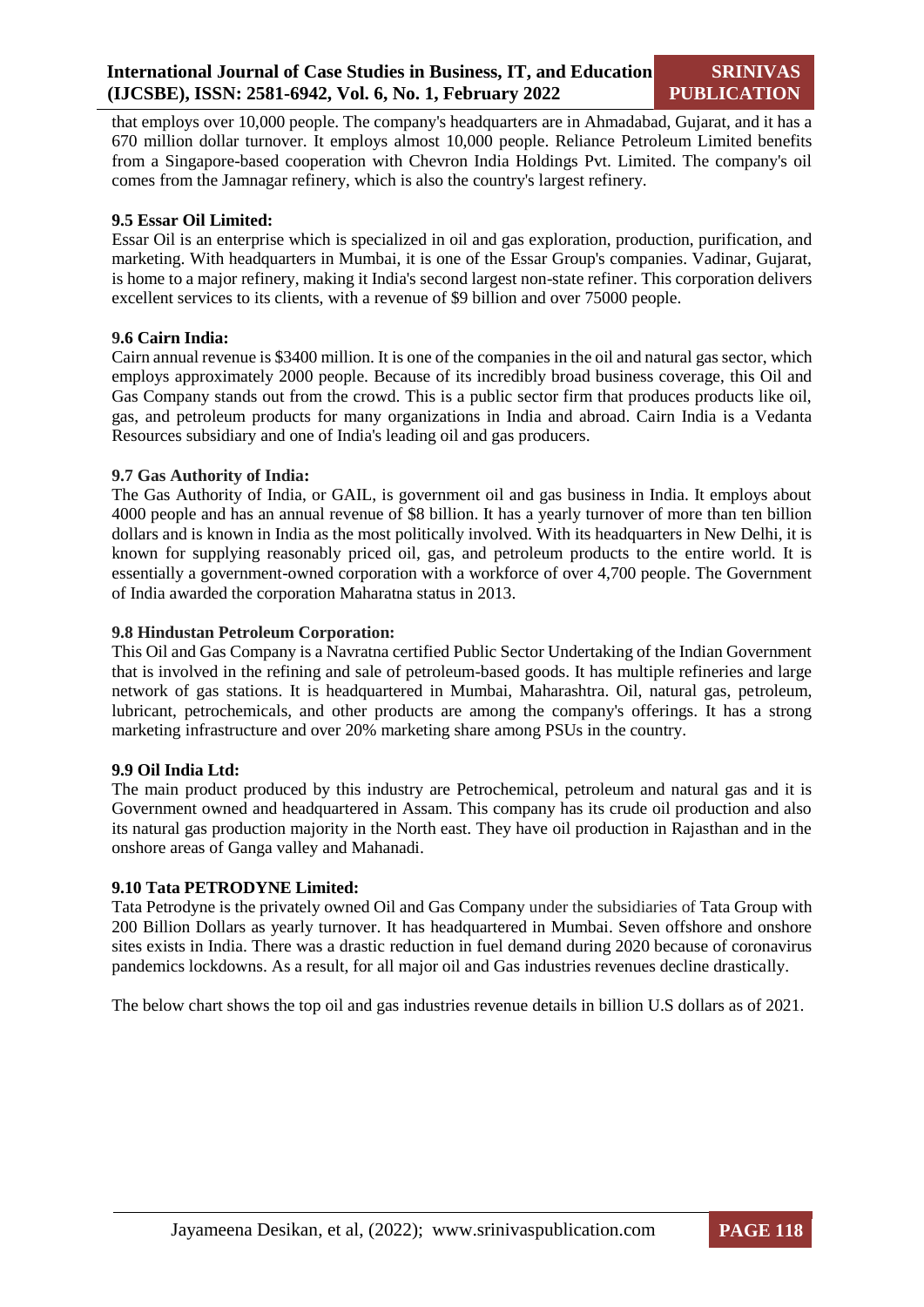that employs over 10,000 people. The company's headquarters are in Ahmadabad, Gujarat, and it has a 670 million dollar turnover. It employs almost 10,000 people. Reliance Petroleum Limited benefits from a Singapore-based cooperation with Chevron India Holdings Pvt. Limited. The company's oil comes from the Jamnagar refinery, which is also the country's largest refinery.

**9.5 Essar Oil Limited:**

Essar Oil is an enterprise which is specialized in oil and gas exploration, production, purification, and marketing. With headquarters in Mumbai, it is one of the Essar Group's companies. Vadinar, Gujarat, is home to a major refinery, making it India's second largest non-state refiner. This corporation delivers excellent services to its clients, with a revenue of $9 billion and over 75000 people.

**9.6 Cairn India:**

Cairn annual revenue is $3400 million. It is one of the companies in the oil and natural gas sector, which employs approximately 2000 people. Because of its incredibly broad business coverage, this Oil and Gas Company stands out from the crowd. This is a public sector firm that produces products like oil, gas, and petroleum products for many organizations in India and abroad. Cairn India is a Vedanta Resources subsidiary and one of India's leading oil and gas producers.

**9.7 Gas Authority of India:**

The Gas Authority of India, or GAIL, is government oil and gas business in India. It employs about 4000 people and has an annual revenue of $8 billion. It has a yearly turnover of more than ten billion dollars and is known in India as the most politically involved. With its headquarters in New Delhi, it is known for supplying reasonably priced oil, gas, and petroleum products to the entire world. It is essentially a government-owned corporation with a workforce of over 4,700 people. The Government of India awarded the corporation Maharatna status in 2013.

**9.8 Hindustan Petroleum Corporation:**

This Oil and Gas Company is a Navratna certified Public Sector Undertaking of the Indian Government that is involved in the refining and sale of petroleum-based goods. It has multiple refineries and large network of gas stations. It is headquartered in Mumbai, Maharashtra. Oil, natural gas, petroleum, lubricant, petrochemicals, and other products are among the company's offerings. It has a strong marketing infrastructure and over 20% marketing share among PSUs in the country.

**9.9 Oil India Ltd:**

The main product produced by this industry are Petrochemical, petroleum and natural gas and it is Government owned and headquartered in Assam. This company has its crude oil production and also its natural gas production majority in the North east. They have oil production in Rajasthan and in the onshore areas of Ganga valley and Mahanadi.

**9.10 Tata PETRODYNE Limited:**

Tata Petrodyne is the privately owned Oil and Gas Company under the subsidiaries of Tata Group with 200 Billion Dollars as yearly turnover. It has headquartered in Mumbai. Seven offshore and onshore sites exists in India. There was a drastic reduction in fuel demand during 2020 because of coronavirus pandemics lockdowns. As a result, for all major oil and Gas industries revenues decline drastically.

The below chart shows the top oil and gas industries revenue details in billion U.S dollars as of 2021.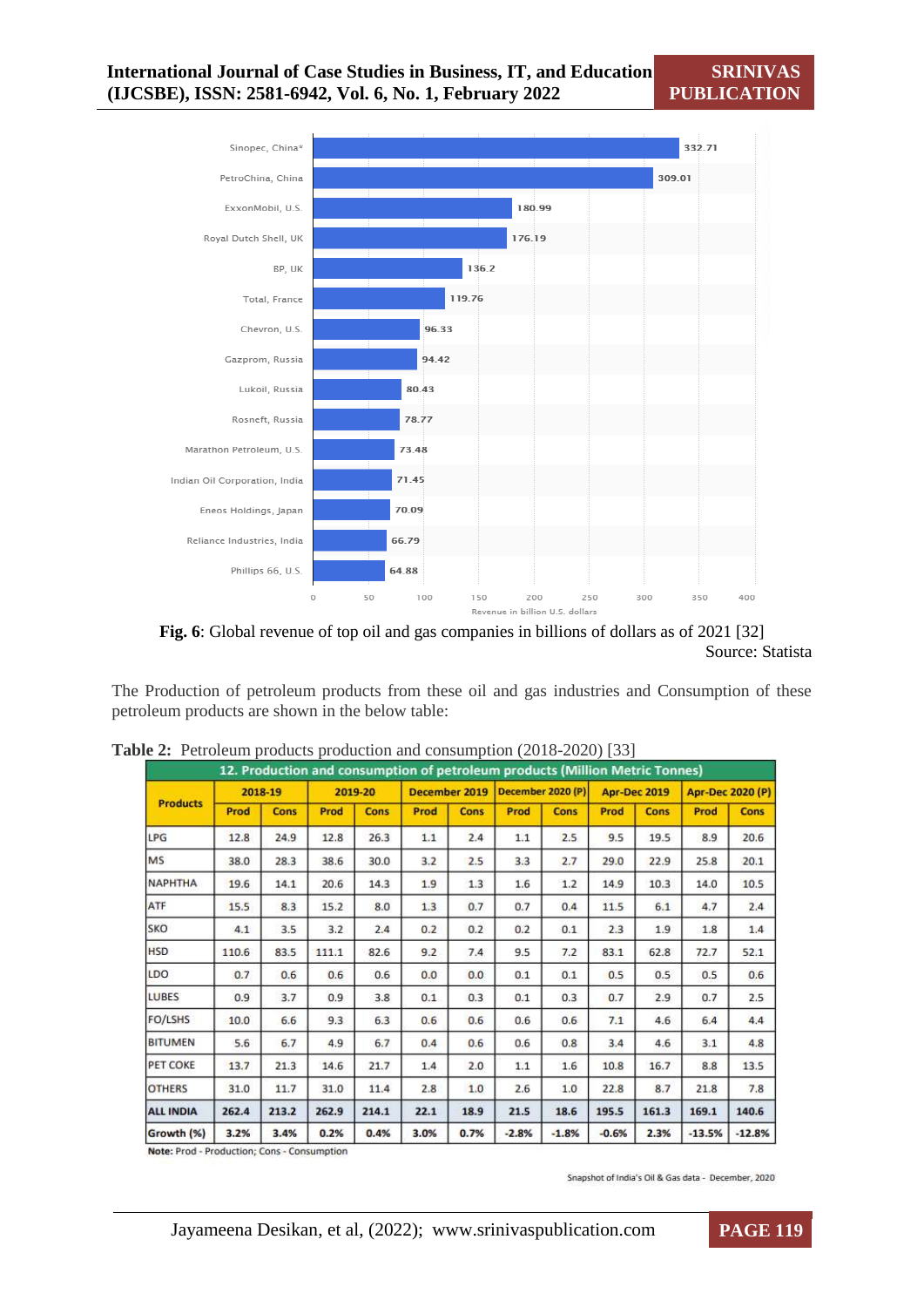| Company | Revenue in billion U.S. dollars |
|---|---|
| Sinopec, China* | 332.71 |
| PetroChina, China | 309.01 |
| ExxonMobil, U.S. | 180.99 |
| Royal Dutch Shell, UK | 176.19 |
| BP, UK | 136.2 |
| Total, France | 119.76 |
| Chevron, U.S. | 96.33 |
| Gazprom, Russia | 94.42 |
| Lukoil, Russia | 80.43 |
| Rosneft, Russia | 78.77 |
| Marathon Petroleum, U.S. | 73.48 |
| Indian Oil Corporation, India | 71.45 |
| Eneos Holdings, Japan | 70.09 |
| Reliance Industries, India | 66.79 |
| Phillips 66, U.S. | 64.88 |

**Fig. 6**: Global revenue of top oil and gas companies in billions of dollars as of 2021 [32]

Source: Statista

The Production of petroleum products from these oil and gas industries and Consumption of these petroleum products are shown in the below table:

**Table 2:** Petroleum products production and consumption (2018-2020) [33]

**12. Production and consumption of petroleum products (Million Metric Tonnes)**

| Products | 2018-19 | | 2019-20 | | December 2019 | | December 2020 (P) | | Apr-Dec 2019 | | Apr-Dec 2020 (P) | |
|---|---|---|---|---|---|---|---|---|---|---|---|---|
| | Prod | Cons | Prod | Cons | Prod | Cons | Prod | Cons | Prod | Cons | Prod | Cons |
| LPG | 12.8 | 24.9 | 12.8 | 26.3 | 1.1 | 2.4 | 1.1 | 2.5 | 9.5 | 19.5 | 8.9 | 20.6 |
| MS | 38.0 | 28.3 | 38.6 | 30.0 | 3.2 | 2.5 | 3.3 | 2.7 | 29.0 | 22.9 | 25.8 | 20.1 |
| NAPHTHA | 19.6 | 14.1 | 20.6 | 14.3 | 1.9 | 1.3 | 1.6 | 1.2 | 14.9 | 10.3 | 14.0 | 10.5 |
| ATF | 15.5 | 8.3 | 15.2 | 8.0 | 1.3 | 0.7 | 0.7 | 0.4 | 11.5 | 6.1 | 4.7 | 2.4 |
| SKO | 4.1 | 3.5 | 3.2 | 2.4 | 0.2 | 0.2 | 0.2 | 0.1 | 2.3 | 1.9 | 1.8 | 1.4 |
| HSD | 110.6 | 83.5 | 111.1 | 82.6 | 9.2 | 7.4 | 9.5 | 7.2 | 83.1 | 62.8 | 72.7 | 52.1 |
| LDO | 0.7 | 0.6 | 0.6 | 0.6 | 0.0 | 0.0 | 0.1 | 0.1 | 0.5 | 0.5 | 0.5 | 0.6 |
| LUBES | 0.9 | 3.7 | 0.9 | 3.8 | 0.1 | 0.3 | 0.1 | 0.3 | 0.7 | 2.9 | 0.7 | 2.5 |
| FO/LSHS | 10.0 | 6.6 | 9.3 | 6.3 | 0.6 | 0.6 | 0.6 | 0.6 | 7.1 | 4.6 | 6.4 | 4.4 |
| BITUMEN | 5.6 | 6.7 | 4.9 | 6.7 | 0.4 | 0.6 | 0.6 | 0.8 | 3.4 | 4.6 | 3.1 | 4.8 |
| PET COKE | 13.7 | 21.3 | 14.6 | 21.7 | 1.4 | 2.0 | 1.1 | 1.6 | 10.8 | 16.7 | 8.8 | 13.5 |
| OTHERS | 31.0 | 11.7 | 31.0 | 11.4 | 2.8 | 1.0 | 2.6 | 1.0 | 22.8 | 8.7 | 21.8 | 7.8 |
| **ALL INDIA** | **262.4** | **213.2** | **262.9** | **214.1** | **22.1** | **18.9** | **21.5** | **18.6** | **195.5** | **161.3** | **169.1** | **140.6** |
| **Growth (%)** | **3.2%** | **3.4%** | **0.2%** | **0.4%** | **3.0%** | **0.7%** | **-2.8%** | **-1.8%** | **-0.6%** | **2.3%** | **-13.5%** | **-12.8%** |

**Note:** Prod - Production; Cons - Consumption

Snapshot of India's Oil & Gas data - December, 2020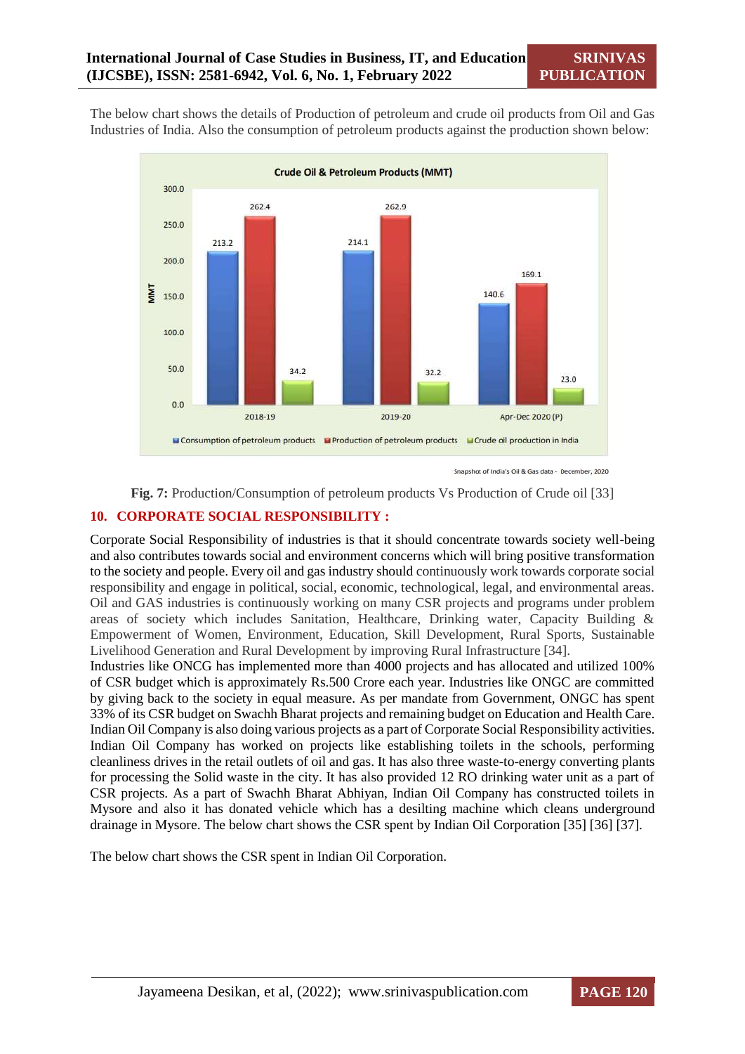The below chart shows the details of Production of petroleum and crude oil products from Oil and Gas Industries of India. Also the consumption of petroleum products against the production shown below:

**Crude Oil & Petroleum Products (MMT)**

| | Consumption of petroleum products | Production of petroleum products | Crude oil production in India |
|---|---|---|---|
| 2018-19 | 213.2 | 262.4 | 34.2 |
| 2019-20 | 214.1 | 262.9 | 32.2 |
| Apr-Dec 2020 (P) | 140.6 | 169.1 | 23.0 |

Snapshot of India's Oil & Gas data - December, 2020

**Fig. 7:** Production/Consumption of petroleum products Vs Production of Crude oil [33]

## 10. CORPORATE SOCIAL RESPONSIBILITY :

Corporate Social Responsibility of industries is that it should concentrate towards society well-being and also contributes towards social and environment concerns which will bring positive transformation to the society and people. Every oil and gas industry should continuously work towards corporate social responsibility and engage in political, social, economic, technological, legal, and environmental areas. Oil and GAS industries is continuously working on many CSR projects and programs under problem areas of society which includes Sanitation, Healthcare, Drinking water, Capacity Building & Empowerment of Women, Environment, Education, Skill Development, Rural Sports, Sustainable Livelihood Generation and Rural Development by improving Rural Infrastructure [34].

Industries like ONCG has implemented more than 4000 projects and has allocated and utilized 100% of CSR budget which is approximately Rs.500 Crore each year. Industries like ONGC are committed by giving back to the society in equal measure. As per mandate from Government, ONGC has spent 33% of its CSR budget on Swachh Bharat projects and remaining budget on Education and Health Care. Indian Oil Company is also doing various projects as a part of Corporate Social Responsibility activities. Indian Oil Company has worked on projects like establishing toilets in the schools, performing cleanliness drives in the retail outlets of oil and gas. It has also three waste-to-energy converting plants for processing the Solid waste in the city. It has also provided 12 RO drinking water unit as a part of CSR projects. As a part of Swachh Bharat Abhiyan, Indian Oil Company has constructed toilets in Mysore and also it has donated vehicle which has a desilting machine which cleans underground drainage in Mysore. The below chart shows the CSR spent by Indian Oil Corporation [35] [36] [37].

The below chart shows the CSR spent in Indian Oil Corporation.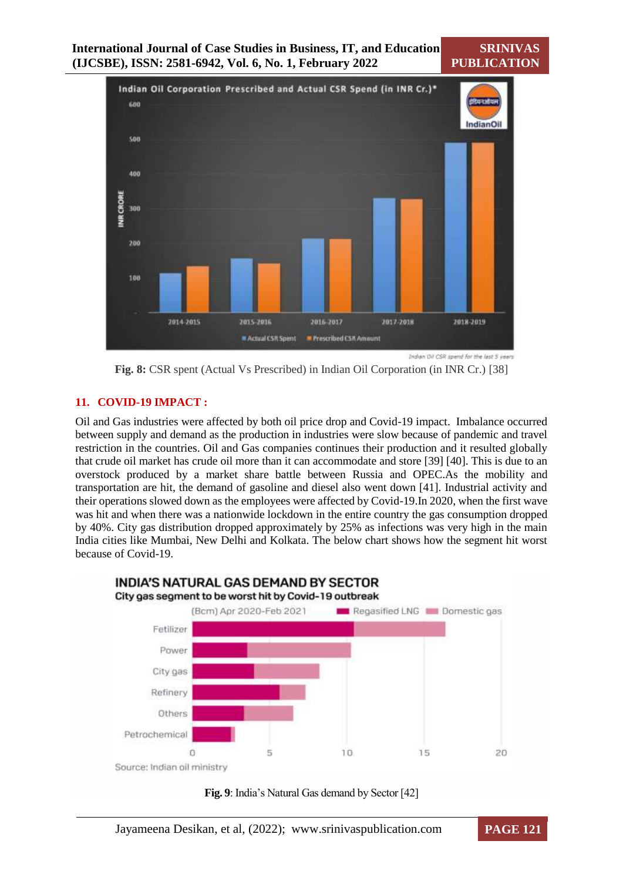Fig. 8: CSR spent (Actual Vs Prescribed) in Indian Oil Corporation (in INR Cr.) [38]

## 11. COVID-19 IMPACT :

Oil and Gas industries were affected by both oil price drop and Covid-19 impact. Imbalance occurred between supply and demand as the production in industries were slow because of pandemic and travel restriction in the countries. Oil and Gas companies continues their production and it resulted globally that crude oil market has crude oil more than it can accommodate and store [39] [40]. This is due to an overstock produced by a market share battle between Russia and OPEC.As the mobility and transportation are hit, the demand of gasoline and diesel also went down [41]. Industrial activity and their operations slowed down as the employees were affected by Covid-19.In 2020, when the first wave was hit and when there was a nationwide lockdown in the entire country the gas consumption dropped by 40%. City gas distribution dropped approximately by 25% as infections was very high in the main India cities like Mumbai, New Delhi and Kolkata. The below chart shows how the segment hit worst because of Covid-19.

**Fig. 9**: India's Natural Gas demand by Sector [42]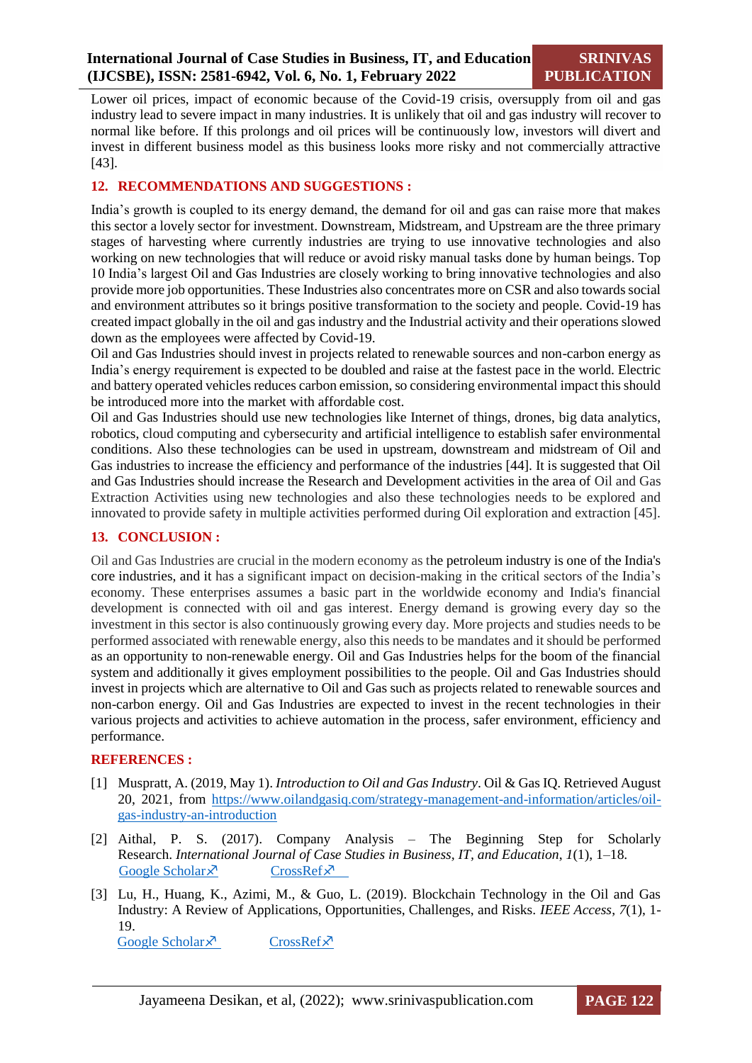Lower oil prices, impact of economic because of the Covid-19 crisis, oversupply from oil and gas industry lead to severe impact in many industries. It is unlikely that oil and gas industry will recover to normal like before. If this prolongs and oil prices will be continuously low, investors will divert and invest in different business model as this business looks more risky and not commercially attractive [43].

## 12. RECOMMENDATIONS AND SUGGESTIONS :

India's growth is coupled to its energy demand, the demand for oil and gas can raise more that makes this sector a lovely sector for investment. Downstream, Midstream, and Upstream are the three primary stages of harvesting where currently industries are trying to use innovative technologies and also working on new technologies that will reduce or avoid risky manual tasks done by human beings. Top 10 India's largest Oil and Gas Industries are closely working to bring innovative technologies and also provide more job opportunities. These Industries also concentrates more on CSR and also towards social and environment attributes so it brings positive transformation to the society and people. Covid-19 has created impact globally in the oil and gas industry and the Industrial activity and their operations slowed down as the employees were affected by Covid-19.

Oil and Gas Industries should invest in projects related to renewable sources and non-carbon energy as India's energy requirement is expected to be doubled and raise at the fastest pace in the world. Electric and battery operated vehicles reduces carbon emission, so considering environmental impact this should be introduced more into the market with affordable cost.

Oil and Gas Industries should use new technologies like Internet of things, drones, big data analytics, robotics, cloud computing and cybersecurity and artificial intelligence to establish safer environmental conditions. Also these technologies can be used in upstream, downstream and midstream of Oil and Gas industries to increase the efficiency and performance of the industries [44]. It is suggested that Oil and Gas Industries should increase the Research and Development activities in the area of Oil and Gas Extraction Activities using new technologies and also these technologies needs to be explored and innovated to provide safety in multiple activities performed during Oil exploration and extraction [45].

## 13. CONCLUSION :

Oil and Gas Industries are crucial in the modern economy as the petroleum industry is one of the India's core industries, and it has a significant impact on decision-making in the critical sectors of the India's economy. These enterprises assumes a basic part in the worldwide economy and India's financial development is connected with oil and gas interest. Energy demand is growing every day so the investment in this sector is also continuously growing every day. More projects and studies needs to be performed associated with renewable energy, also this needs to be mandates and it should be performed as an opportunity to non-renewable energy. Oil and Gas Industries helps for the boom of the financial system and additionally it gives employment possibilities to the people. Oil and Gas Industries should invest in projects which are alternative to Oil and Gas such as projects related to renewable sources and non-carbon energy. Oil and Gas Industries are expected to invest in the recent technologies in their various projects and activities to achieve automation in the process, safer environment, efficiency and performance.

## REFERENCES :

[1] Muspratt, A. (2019, May 1). *Introduction to Oil and Gas Industry*. Oil & Gas IQ. Retrieved August 20, 2021, from https://www.oilandgasiq.com/strategy-management-and-information/articles/oil-gas-industry-an-introduction

[2] Aithal, P. S. (2017). Company Analysis – The Beginning Step for Scholarly Research. *International Journal of Case Studies in Business, IT, and Education*, *1*(1), 1–18. Google Scholar↗ CrossRef↗

[3] Lu, H., Huang, K., Azimi, M., & Guo, L. (2019). Blockchain Technology in the Oil and Gas Industry: A Review of Applications, Opportunities, Challenges, and Risks. *IEEE Access*, *7*(1), 1-19. Google Scholar↗ CrossRef↗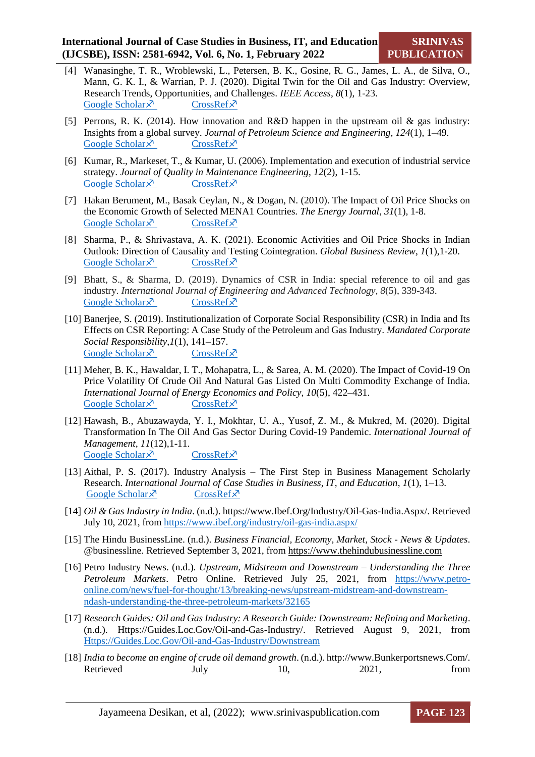[4] Wanasinghe, T. R., Wroblewski, L., Petersen, B. K., Gosine, R. G., James, L. A., de Silva, O., Mann, G. K. I., & Warrian, P. J. (2020). Digital Twin for the Oil and Gas Industry: Overview, Research Trends, Opportunities, and Challenges. *IEEE Access*, *8*(1), 1-23.
Google Scholar↗ CrossRef↗

[5] Perrons, R. K. (2014). How innovation and R&D happen in the upstream oil & gas industry: Insights from a global survey. *Journal of Petroleum Science and Engineering*, *124*(1), 1–49.
Google Scholar↗ CrossRef↗

[6] Kumar, R., Markeset, T., & Kumar, U. (2006). Implementation and execution of industrial service strategy. *Journal of Quality in Maintenance Engineering*, *12*(2), 1-15.
Google Scholar↗ CrossRef↗

[7] Hakan Berument, M., Basak Ceylan, N., & Dogan, N. (2010). The Impact of Oil Price Shocks on the Economic Growth of Selected MENA1 Countries. *The Energy Journal*, *31*(1), 1-8.
Google Scholar↗ CrossRef↗

[8] Sharma, P., & Shrivastava, A. K. (2021). Economic Activities and Oil Price Shocks in Indian Outlook: Direction of Causality and Testing Cointegration. *Global Business Review*, *1*(1),1-20.
Google Scholar↗ CrossRef↗

[9] Bhatt, S., & Sharma, D. (2019). Dynamics of CSR in India: special reference to oil and gas industry. *International Journal of Engineering and Advanced Technology*, *8*(5), 339-343.
Google Scholar↗ CrossRef↗

[10] Banerjee, S. (2019). Institutionalization of Corporate Social Responsibility (CSR) in India and Its Effects on CSR Reporting: A Case Study of the Petroleum and Gas Industry. *Mandated Corporate Social Responsibility*,*1*(1), 141–157.
Google Scholar↗ CrossRef↗

[11] Meher, B. K., Hawaldar, I. T., Mohapatra, L., & Sarea, A. M. (2020). The Impact of Covid-19 On Price Volatility Of Crude Oil And Natural Gas Listed On Multi Commodity Exchange of India. *International Journal of Energy Economics and Policy*, *10*(5), 422–431.
Google Scholar↗ CrossRef↗

[12] Hawash, B., Abuzawayda, Y. I., Mokhtar, U. A., Yusof, Z. M., & Mukred, M. (2020). Digital Transformation In The Oil And Gas Sector During Covid-19 Pandemic. *International Journal of Management*, *11*(12),1-11.
Google Scholar↗ CrossRef↗

[13] Aithal, P. S. (2017). Industry Analysis – The First Step in Business Management Scholarly Research. *International Journal of Case Studies in Business, IT, and Education*, *1*(1), 1–13.
Google Scholar↗ CrossRef↗

[14] *Oil & Gas Industry in India*. (n.d.). https://www.Ibef.Org/Industry/Oil-Gas-India.Aspx/. Retrieved July 10, 2021, from https://www.ibef.org/industry/oil-gas-india.aspx/

[15] The Hindu BusinessLine. (n.d.). *Business Financial, Economy, Market, Stock - News & Updates*. @businessline. Retrieved September 3, 2021, from https://www.thehindubusinessline.com

[16] Petro Industry News. (n.d.). *Upstream, Midstream and Downstream – Understanding the Three Petroleum Markets*. Petro Online. Retrieved July 25, 2021, from https://www.petro-online.com/news/fuel-for-thought/13/breaking-news/upstream-midstream-and-downstream-ndash-understanding-the-three-petroleum-markets/32165

[17] *Research Guides: Oil and Gas Industry: A Research Guide: Downstream: Refining and Marketing*. (n.d.). Https://Guides.Loc.Gov/Oil-and-Gas-Industry/. Retrieved August 9, 2021, from Https://Guides.Loc.Gov/Oil-and-Gas-Industry/Downstream

[18] *India to become an engine of crude oil demand growth*. (n.d.). http://www.Bunkerportsnews.Com/. Retrieved July 10, 2021, from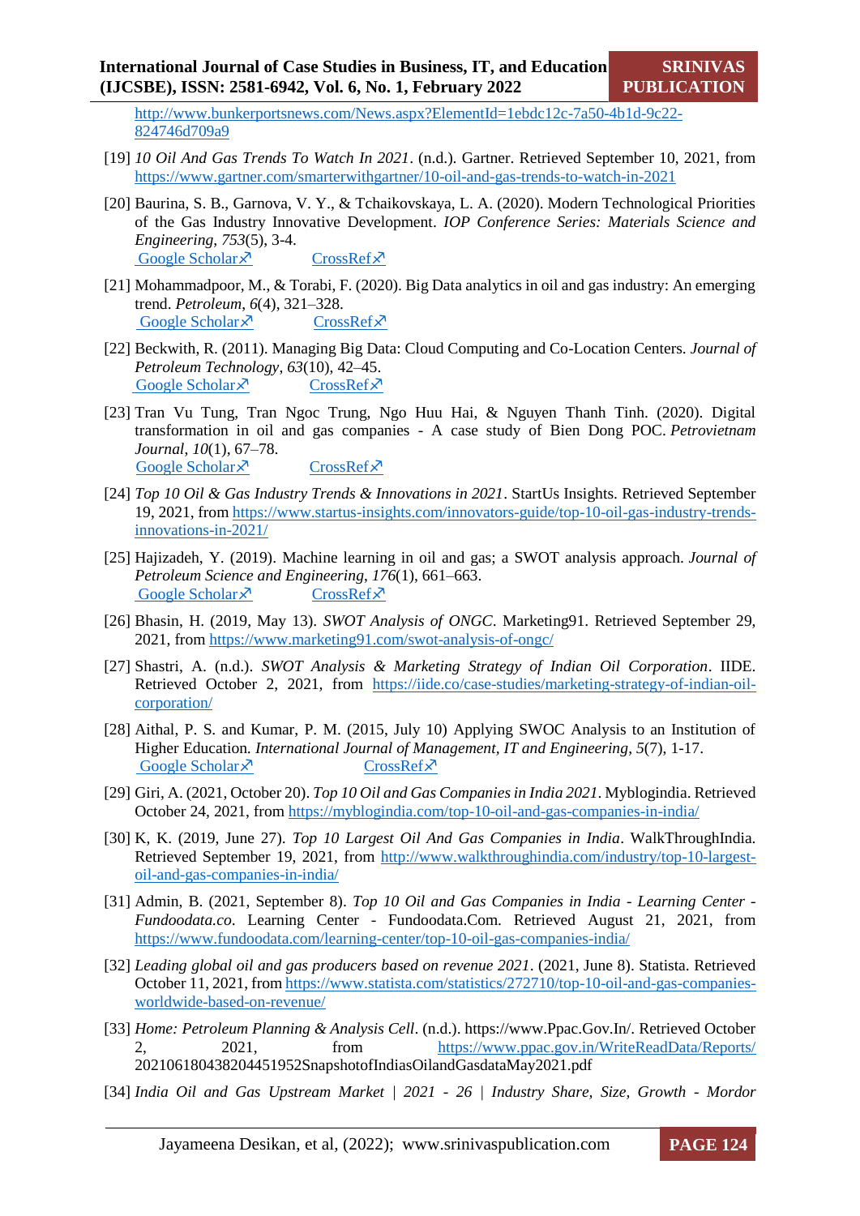http://www.bunkerportsnews.com/News.aspx?ElementId=1ebdc12c-7a50-4b1d-9c22-824746d709a9

[19] *10 Oil And Gas Trends To Watch In 2021*. (n.d.). Gartner. Retrieved September 10, 2021, from https://www.gartner.com/smarterwithgartner/10-oil-and-gas-trends-to-watch-in-2021

[20] Baurina, S. B., Garnova, V. Y., & Tchaikovskaya, L. A. (2020). Modern Technological Priorities of the Gas Industry Innovative Development. *IOP Conference Series: Materials Science and Engineering*, *753*(5), 3-4.
Google Scholar↗ CrossRef↗

[21] Mohammadpoor, M., & Torabi, F. (2020). Big Data analytics in oil and gas industry: An emerging trend. *Petroleum*, *6*(4), 321–328.
Google Scholar↗ CrossRef↗

[22] Beckwith, R. (2011). Managing Big Data: Cloud Computing and Co-Location Centers. *Journal of Petroleum Technology*, *63*(10), 42–45.
Google Scholar↗ CrossRef↗

[23] Tran Vu Tung, Tran Ngoc Trung, Ngo Huu Hai, & Nguyen Thanh Tinh. (2020). Digital transformation in oil and gas companies - A case study of Bien Dong POC. *Petrovietnam Journal*, *10*(1), 67–78.
Google Scholar↗ CrossRef↗

[24] *Top 10 Oil & Gas Industry Trends & Innovations in 2021*. StartUs Insights. Retrieved September 19, 2021, from https://www.startus-insights.com/innovators-guide/top-10-oil-gas-industry-trends-innovations-in-2021/

[25] Hajizadeh, Y. (2019). Machine learning in oil and gas; a SWOT analysis approach. *Journal of Petroleum Science and Engineering*, *176*(1), 661–663.
Google Scholar↗ CrossRef↗

[26] Bhasin, H. (2019, May 13). *SWOT Analysis of ONGC*. Marketing91. Retrieved September 29, 2021, from https://www.marketing91.com/swot-analysis-of-ongc/

[27] Shastri, A. (n.d.). *SWOT Analysis & Marketing Strategy of Indian Oil Corporation*. IIDE. Retrieved October 2, 2021, from https://iide.co/case-studies/marketing-strategy-of-indian-oil-corporation/

[28] Aithal, P. S. and Kumar, P. M. (2015, July 10) Applying SWOC Analysis to an Institution of Higher Education. *International Journal of Management, IT and Engineering*, *5*(7), 1-17.
Google Scholar↗ CrossRef↗

[29] Giri, A. (2021, October 20). *Top 10 Oil and Gas Companies in India 2021*. Myblogindia. Retrieved October 24, 2021, from https://myblogindia.com/top-10-oil-and-gas-companies-in-india/

[30] K, K. (2019, June 27). *Top 10 Largest Oil And Gas Companies in India*. WalkThroughIndia. Retrieved September 19, 2021, from http://www.walkthroughindia.com/industry/top-10-largest-oil-and-gas-companies-in-india/

[31] Admin, B. (2021, September 8). *Top 10 Oil and Gas Companies in India - Learning Center - Fundoodata.co*. Learning Center - Fundoodata.Com. Retrieved August 21, 2021, from https://www.fundoodata.com/learning-center/top-10-oil-gas-companies-india/

[32] *Leading global oil and gas producers based on revenue 2021*. (2021, June 8). Statista. Retrieved October 11, 2021, from https://www.statista.com/statistics/272710/top-10-oil-and-gas-companies-worldwide-based-on-revenue/

[33] *Home: Petroleum Planning & Analysis Cell*. (n.d.). https://www.Ppac.Gov.In/. Retrieved October 2, 2021, from https://www.ppac.gov.in/WriteReadData/Reports/202106180438204451952SnapshotofIndiasOilandGasdataMay2021.pdf

[34] *India Oil and Gas Upstream Market | 2021 - 26 | Industry Share, Size, Growth - Mordor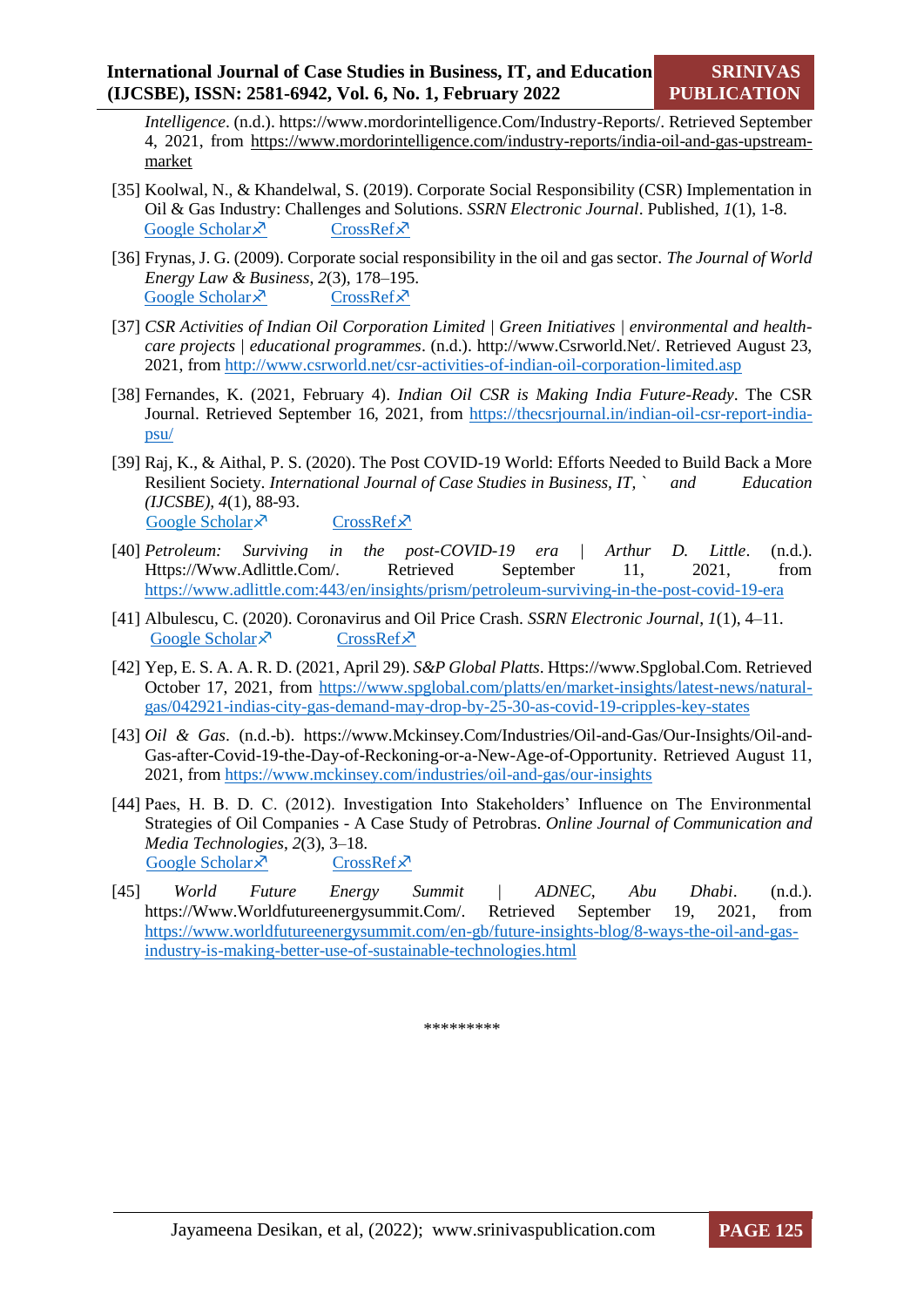*Intelligence*. (n.d.). https://www.mordorintelligence.Com/Industry-Reports/. Retrieved September 4, 2021, from https://www.mordorintelligence.com/industry-reports/india-oil-and-gas-upstream-market

[35] Koolwal, N., & Khandelwal, S. (2019). Corporate Social Responsibility (CSR) Implementation in Oil & Gas Industry: Challenges and Solutions. *SSRN Electronic Journal*. Published, *1*(1), 1-8.
Google Scholar↗ CrossRef↗

[36] Frynas, J. G. (2009). Corporate social responsibility in the oil and gas sector. *The Journal of World Energy Law & Business*, *2*(3), 178–195.
Google Scholar↗ CrossRef↗

[37] *CSR Activities of Indian Oil Corporation Limited | Green Initiatives | environmental and health-care projects | educational programmes*. (n.d.). http://www.Csrworld.Net/. Retrieved August 23, 2021, from http://www.csrworld.net/csr-activities-of-indian-oil-corporation-limited.asp

[38] Fernandes, K. (2021, February 4). *Indian Oil CSR is Making India Future-Ready*. The CSR Journal. Retrieved September 16, 2021, from https://thecsrjournal.in/indian-oil-csr-report-india-psu/

[39] Raj, K., & Aithal, P. S. (2020). The Post COVID-19 World: Efforts Needed to Build Back a More Resilient Society. *International Journal of Case Studies in Business, IT, ` and Education (IJCSBE)*, *4*(1), 88-93.
Google Scholar↗ CrossRef↗

[40] *Petroleum: Surviving in the post-COVID-19 era | Arthur D. Little*. (n.d.). Https://Www.Adlittle.Com/. Retrieved September 11, 2021, from https://www.adlittle.com:443/en/insights/prism/petroleum-surviving-in-the-post-covid-19-era

[41] Albulescu, C. (2020). Coronavirus and Oil Price Crash. *SSRN Electronic Journal*, *1*(1), 4–11.
Google Scholar↗ CrossRef↗

[42] Yep, E. S. A. A. R. D. (2021, April 29). *S&P Global Platts*. Https://www.Spglobal.Com. Retrieved October 17, 2021, from https://www.spglobal.com/platts/en/market-insights/latest-news/natural-gas/042921-indias-city-gas-demand-may-drop-by-25-30-as-covid-19-cripples-key-states

[43] *Oil & Gas*. (n.d.-b). https://www.Mckinsey.Com/Industries/Oil-and-Gas/Our-Insights/Oil-and-Gas-after-Covid-19-the-Day-of-Reckoning-or-a-New-Age-of-Opportunity. Retrieved August 11, 2021, from https://www.mckinsey.com/industries/oil-and-gas/our-insights

[44] Paes, H. B. D. C. (2012). Investigation Into Stakeholders' Influence on The Environmental Strategies of Oil Companies - A Case Study of Petrobras. *Online Journal of Communication and Media Technologies*, *2*(3), 3–18.
Google Scholar↗ CrossRef↗

[45] *World Future Energy Summit | ADNEC, Abu Dhabi*. (n.d.). https://Www.Worldfutureenergysummit.Com/. Retrieved September 19, 2021, from https://www.worldfutureenergysummit.com/en-gb/future-insights-blog/8-ways-the-oil-and-gas-industry-is-making-better-use-of-sustainable-technologies.html

*********